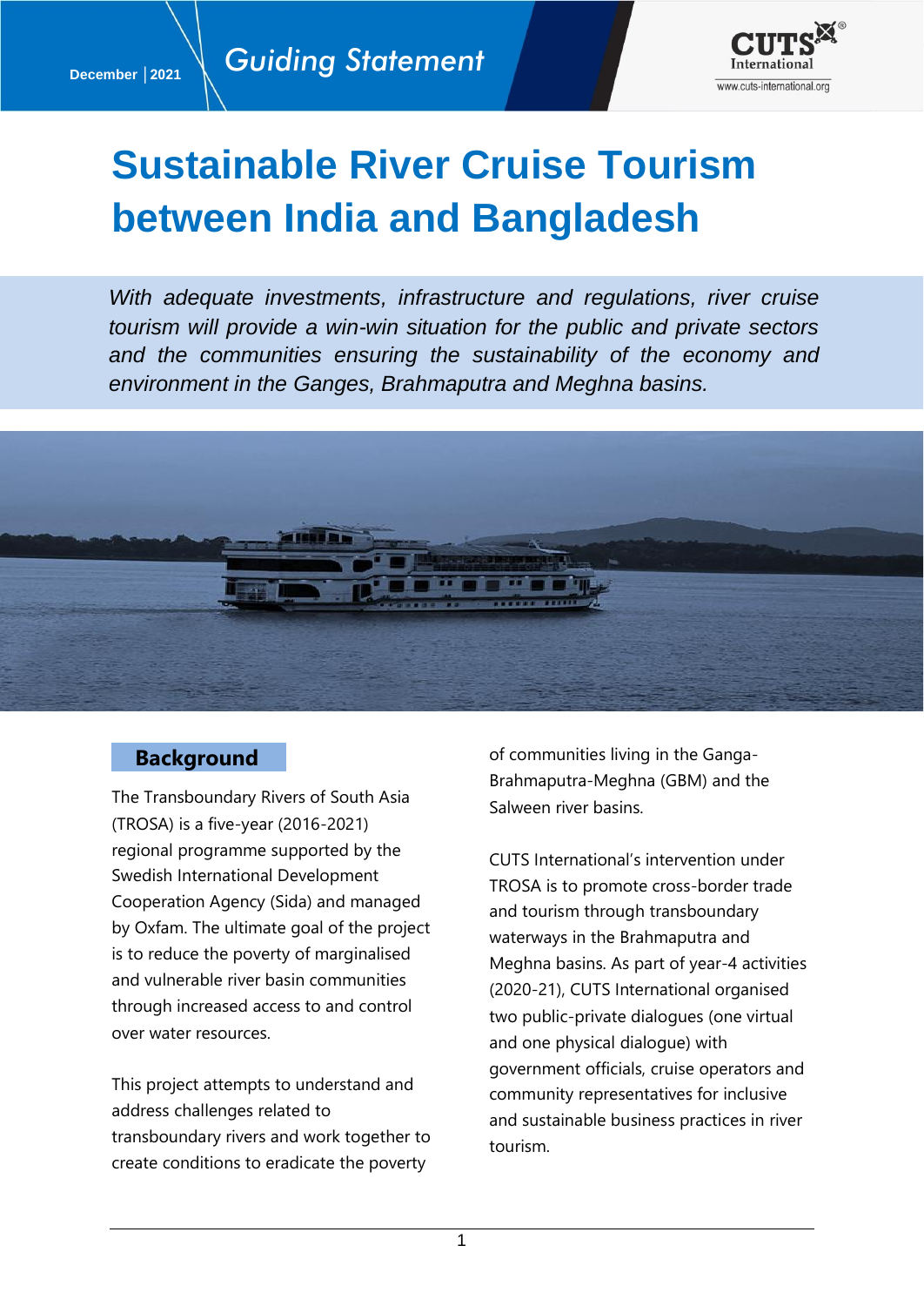December | 2021

Guiding Statement

# Sustainable River Cruise Tourism between India and Bangladesh

*With adequate investments, infrastructure and regulations, river cruise tourism will provide a win-win situation for the public and private sectors and the communities ensuring the sustainability of the economy and environment in the Ganges, Brahmaputra and Meghna basins.*

## Background

The Transboundary Rivers of South Asia (TROSA) is a five-year (2016-2021) regional programme supported by the Swedish International Development Cooperation Agency (Sida) and managed by Oxfam. The ultimate goal of the project is to reduce the poverty of marginalised and vulnerable river basin communities through increased access to and control over water resources.

This project attempts to understand and address challenges related to transboundary rivers and work together to create conditions to eradicate the poverty of communities living in the Ganga-Brahmaputra-Meghna (GBM) and the Salween river basins.

CUTS International's intervention under TROSA is to promote cross-border trade and tourism through transboundary waterways in the Brahmaputra and Meghna basins. As part of year-4 activities (2020-21), CUTS International organised two public-private dialogues (one virtual and one physical dialogue) with government officials, cruise operators and community representatives for inclusive and sustainable business practices in river tourism.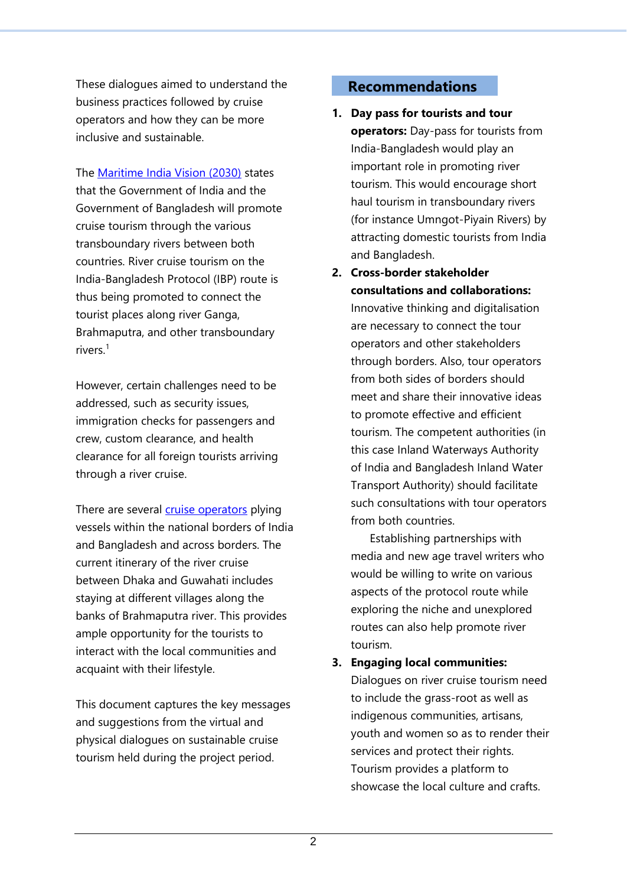These dialogues aimed to understand the business practices followed by cruise operators and how they can be more inclusive and sustainable.

The Maritime India Vision (2030) states that the Government of India and the Government of Bangladesh will promote cruise tourism through the various transboundary rivers between both countries. River cruise tourism on the India-Bangladesh Protocol (IBP) route is thus being promoted to connect the tourist places along river Ganga, Brahmaputra, and other transboundary rivers.[1]

However, certain challenges need to be addressed, such as security issues, immigration checks for passengers and crew, custom clearance, and health clearance for all foreign tourists arriving through a river cruise.

There are several cruise operators plying vessels within the national borders of India and Bangladesh and across borders. The current itinerary of the river cruise between Dhaka and Guwahati includes staying at different villages along the banks of Brahmaputra river. This provides ample opportunity for the tourists to interact with the local communities and acquaint with their lifestyle.

This document captures the key messages and suggestions from the virtual and physical dialogues on sustainable cruise tourism held during the project period.

## Recommendations

1. **Day pass for tourists and tour operators:** Day-pass for tourists from India-Bangladesh would play an important role in promoting river tourism. This would encourage short haul tourism in transboundary rivers (for instance Umngot-Piyain Rivers) by attracting domestic tourists from India and Bangladesh.
2. **Cross-border stakeholder consultations and collaborations:** Innovative thinking and digitalisation are necessary to connect the tour operators and other stakeholders through borders. Also, tour operators from both sides of borders should meet and share their innovative ideas to promote effective and efficient tourism. The competent authorities (in this case Inland Waterways Authority of India and Bangladesh Inland Water Transport Authority) should facilitate such consultations with tour operators from both countries.

   Establishing partnerships with media and new age travel writers who would be willing to write on various aspects of the protocol route while exploring the niche and unexplored routes can also help promote river tourism.
3. **Engaging local communities:** Dialogues on river cruise tourism need to include the grass-root as well as indigenous communities, artisans, youth and women so as to render their services and protect their rights. Tourism provides a platform to showcase the local culture and crafts.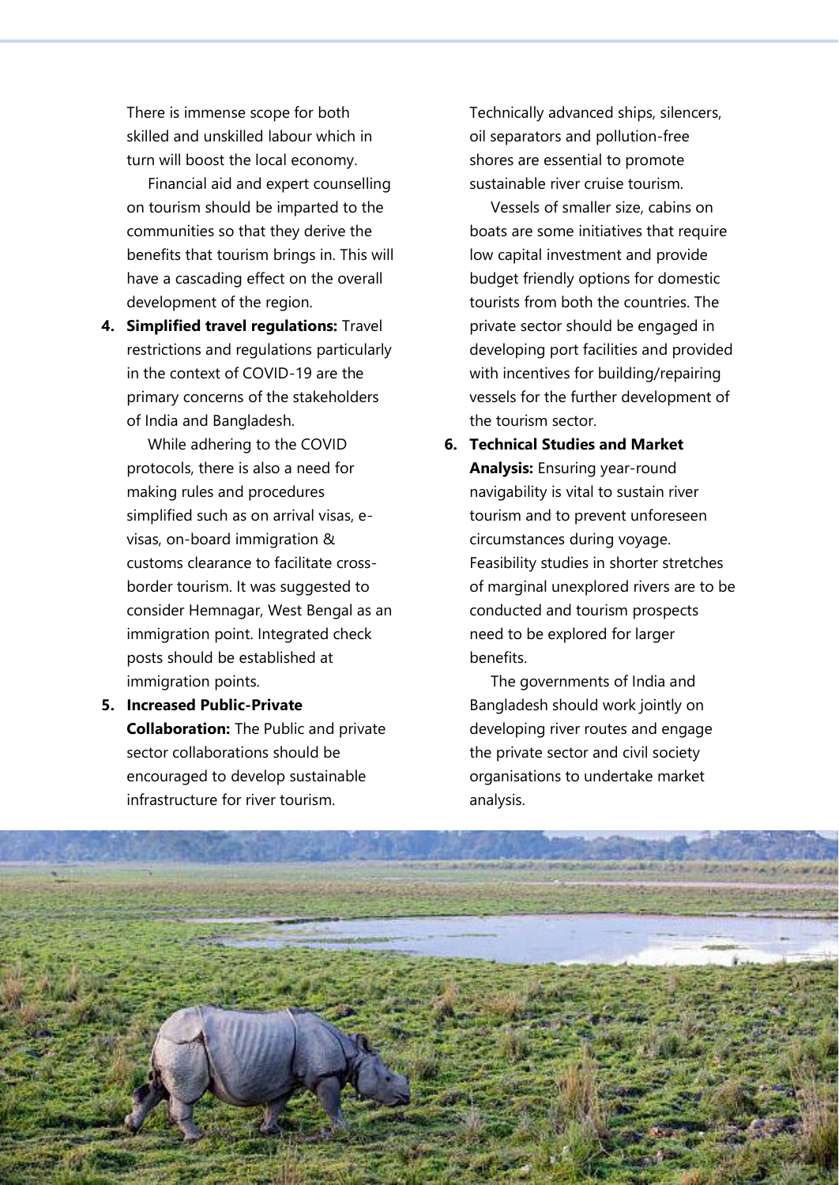There is immense scope for both skilled and unskilled labour which in turn will boost the local economy.

Financial aid and expert counselling on tourism should be imparted to the communities so that they derive the benefits that tourism brings in. This will have a cascading effect on the overall development of the region.

4. **Simplified travel regulations:** Travel restrictions and regulations particularly in the context of COVID-19 are the primary concerns of the stakeholders of India and Bangladesh.

   While adhering to the COVID protocols, there is also a need for making rules and procedures simplified such as on arrival visas, e-visas, on-board immigration & customs clearance to facilitate cross-border tourism. It was suggested to consider Hemnagar, West Bengal as an immigration point. Integrated check posts should be established at immigration points.

5. **Increased Public-Private Collaboration:** The Public and private sector collaborations should be encouraged to develop sustainable infrastructure for river tourism.

   Technically advanced ships, silencers, oil separators and pollution-free shores are essential to promote sustainable river cruise tourism.

   Vessels of smaller size, cabins on boats are some initiatives that require low capital investment and provide budget friendly options for domestic tourists from both the countries. The private sector should be engaged in developing port facilities and provided with incentives for building/repairing vessels for the further development of the tourism sector.

6. **Technical Studies and Market Analysis:** Ensuring year-round navigability is vital to sustain river tourism and to prevent unforeseen circumstances during voyage. Feasibility studies in shorter stretches of marginal unexplored rivers are to be conducted and tourism prospects need to be explored for larger benefits.

   The governments of India and Bangladesh should work jointly on developing river routes and engage the private sector and civil society organisations to undertake market analysis.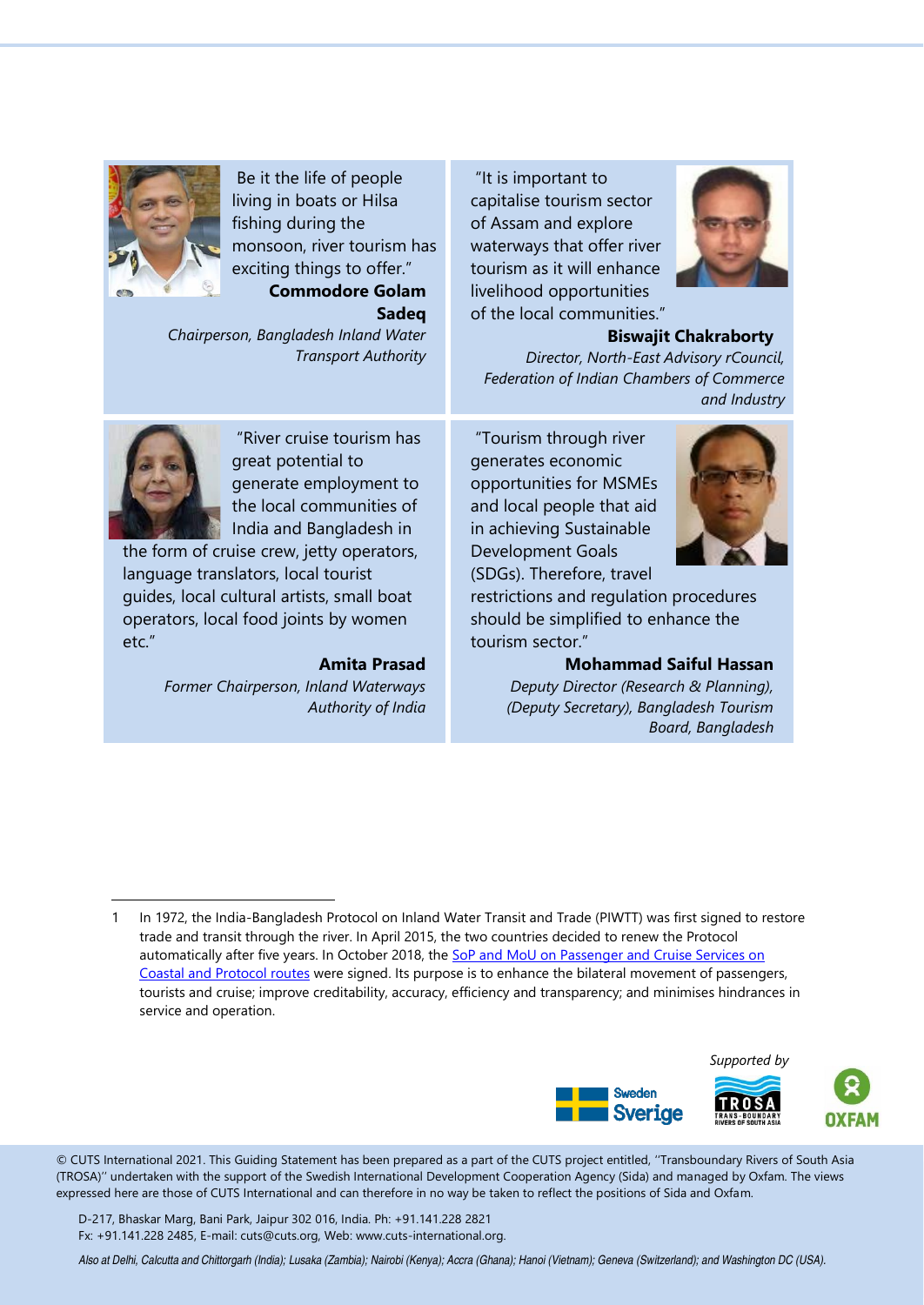Be it the life of people living in boats or Hilsa fishing during the monsoon, river tourism has exciting things to offer."

**Commodore Golam Sadeq**
*Chairperson, Bangladesh Inland Water Transport Authority*

"It is important to capitalise tourism sector of Assam and explore waterways that offer river tourism as it will enhance livelihood opportunities of the local communities."

**Biswajit Chakraborty**
*Director, North-East Advisory rCouncil, Federation of Indian Chambers of Commerce and Industry*

"River cruise tourism has great potential to generate employment to the local communities of India and Bangladesh in the form of cruise crew, jetty operators, language translators, local tourist guides, local cultural artists, small boat operators, local food joints by women etc."

**Amita Prasad**
*Former Chairperson, Inland Waterways Authority of India*

"Tourism through river generates economic opportunities for MSMEs and local people that aid in achieving Sustainable Development Goals (SDGs). Therefore, travel restrictions and regulation procedures should be simplified to enhance the tourism sector."

**Mohammad Saiful Hassan**
*Deputy Director (Research & Planning), (Deputy Secretary), Bangladesh Tourism Board, Bangladesh*

---

1 In 1972, the India-Bangladesh Protocol on Inland Water Transit and Trade (PIWTT) was first signed to restore trade and transit through the river. In April 2015, the two countries decided to renew the Protocol automatically after five years. In October 2018, the SoP and MoU on Passenger and Cruise Services on Coastal and Protocol routes were signed. Its purpose is to enhance the bilateral movement of passengers, tourists and cruise; improve creditability, accuracy, efficiency and transparency; and minimises hindrances in service and operation.

*Supported by*

Sweden Sverige | TROSA Trans-Boundary Rivers of South Asia | OXFAM

© CUTS International 2021. This Guiding Statement has been prepared as a part of the CUTS project entitled, "Transboundary Rivers of South Asia (TROSA)" undertaken with the support of the Swedish International Development Cooperation Agency (Sida) and managed by Oxfam. The views expressed here are those of CUTS International and can therefore in no way be taken to reflect the positions of Sida and Oxfam.

D-217, Bhaskar Marg, Bani Park, Jaipur 302 016, India. Ph: +91.141.228 2821
Fx: +91.141.228 2485, E-mail: cuts@cuts.org, Web: www.cuts-international.org.

*Also at Delhi, Calcutta and Chittorgarh (India); Lusaka (Zambia); Nairobi (Kenya); Accra (Ghana); Hanoi (Vietnam); Geneva (Switzerland); and Washington DC (USA).*